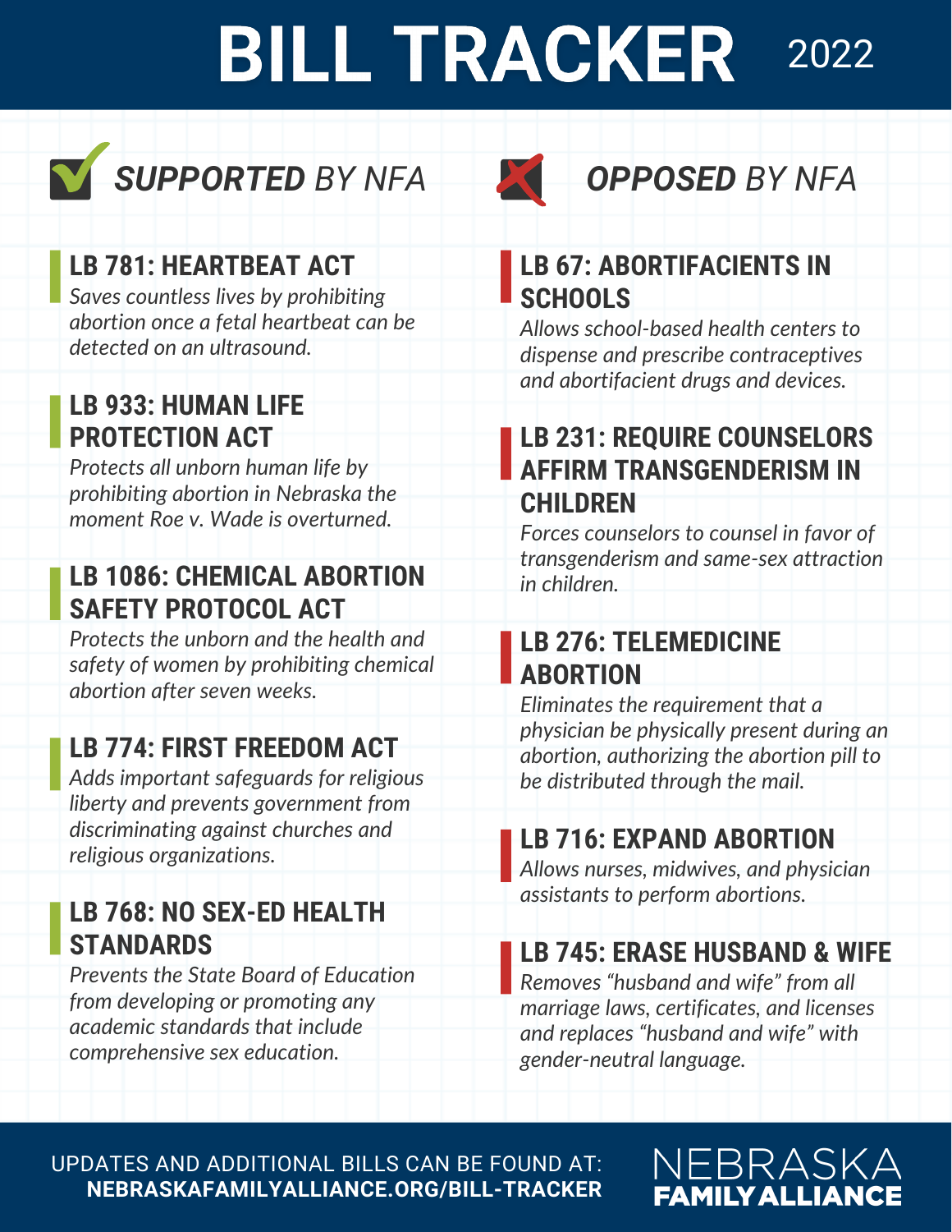# BILL TRACKER 2022

## *SUPPORTED* BY NFA

### LB 781: HEARTBEAT ACT

*Saves countless lives by prohibiting abortion once a fetal heartbeat can be detected on an ultrasound.*

### LB 933: HUMAN LIFE PROTECTION ACT

*Protects all unborn human life by prohibiting abortion in Nebraska the moment Roe v. Wade is overturned.*

### LB 1086: CHEMICAL ABORTION SAFETY PROTOCOL ACT

*Protects the unborn and the health and safety of women by prohibiting chemical abortion after seven weeks.*

### LB 774: FIRST FREEDOM ACT

*Adds important safeguards for religious liberty and prevents government from discriminating against churches and religious organizations.*

### LB 768: NO SEX-ED HEALTH STANDARDS

*Prevents the State Board of Education from developing or promoting any academic standards that include comprehensive sex education.*

## *OPPOSED* BY NFA

### LB 67: ABORTIFACIENTS IN SCHOOLS

*Allows school-based health centers to dispense and prescribe contraceptives and abortifacient drugs and devices.*

### LB 231: REQUIRE COUNSELORS AFFIRM TRANSGENDERISM IN CHILDREN

*Forces counselors to counsel in favor of transgenderism and same-sex attraction in children.*

### LB 276: TELEMEDICINE ABORTION

*Eliminates the requirement that a physician be physically present during an abortion, authorizing the abortion pill to be distributed through the mail.*

### LB 716: EXPAND ABORTION

*Allows nurses, midwives, and physician assistants to perform abortions.*

### LB 745: ERASE HUSBAND & WIFE

*Removes "husband and wife" from all marriage laws, certificates, and licenses and replaces "husband and wife" with gender-neutral language.*

UPDATES AND ADDITIONAL BILLS CAN BE FOUND AT:
**NEBRASKAFAMILYALLIANCE.ORG/BILL-TRACKER**

NEBRASKA **FAMILY ALLIANCE**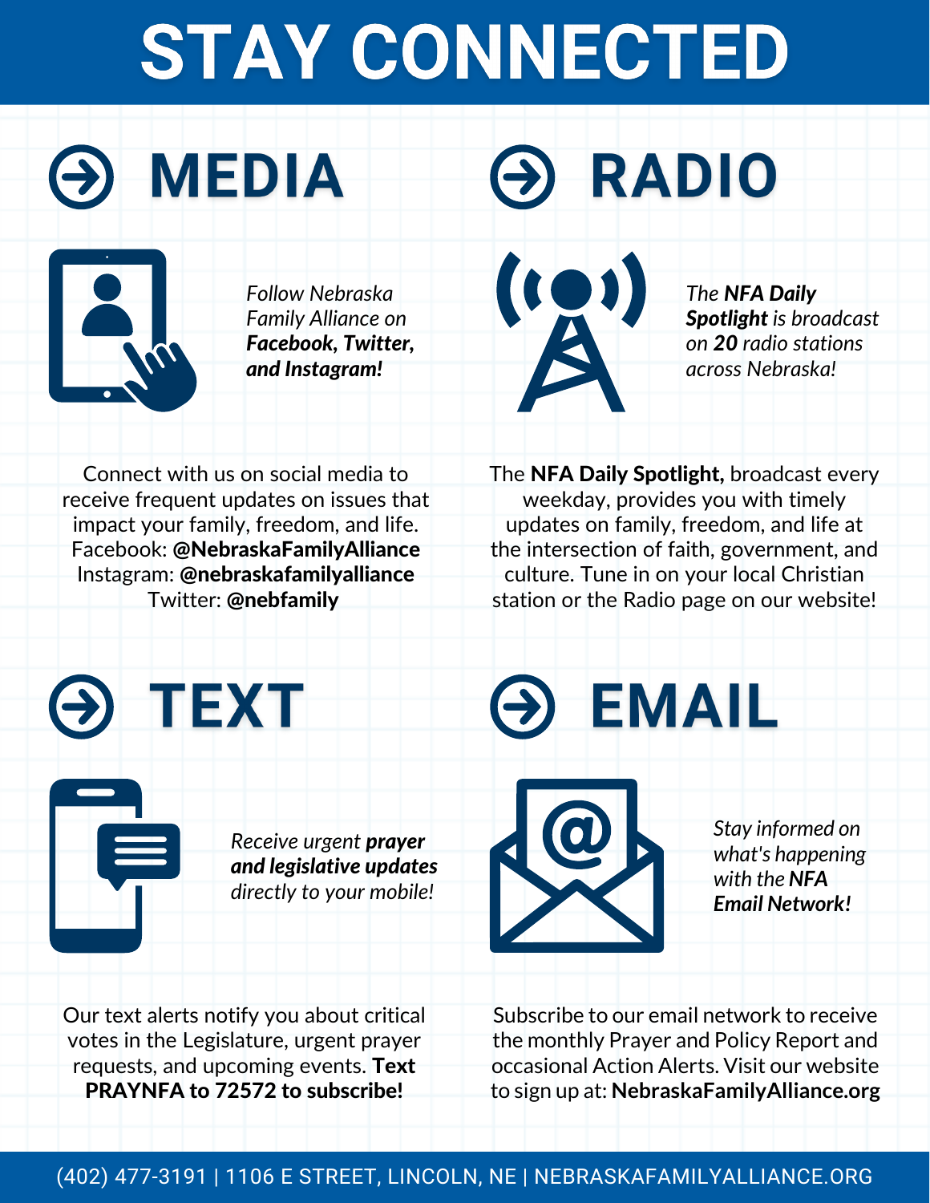# STAY CONNECTED

## MEDIA

*Follow Nebraska Family Alliance on **Facebook, Twitter, and Instagram!***

Connect with us on social media to receive frequent updates on issues that impact your family, freedom, and life.
Facebook: **@NebraskaFamilyAlliance**
Instagram: **@nebraskafamilyalliance**
Twitter: **@nebfamily**

## RADIO

*The **NFA Daily Spotlight** is broadcast on **20** radio stations across Nebraska!*

The **NFA Daily Spotlight,** broadcast every weekday, provides you with timely updates on family, freedom, and life at the intersection of faith, government, and culture. Tune in on your local Christian station or the Radio page on our website!

## TEXT

*Receive urgent **prayer and legislative updates** directly to your mobile!*

Our text alerts notify you about critical votes in the Legislature, urgent prayer requests, and upcoming events. **Text PRAYNFA to 72572 to subscribe!**

## EMAIL

*Stay informed on what's happening with the **NFA Email Network!***

Subscribe to our email network to receive the monthly Prayer and Policy Report and occasional Action Alerts. Visit our website to sign up at: **NebraskaFamilyAlliance.org**

(402) 477-3191 | 1106 E STREET, LINCOLN, NE | NEBRASKAFAMILYALLIANCE.ORG